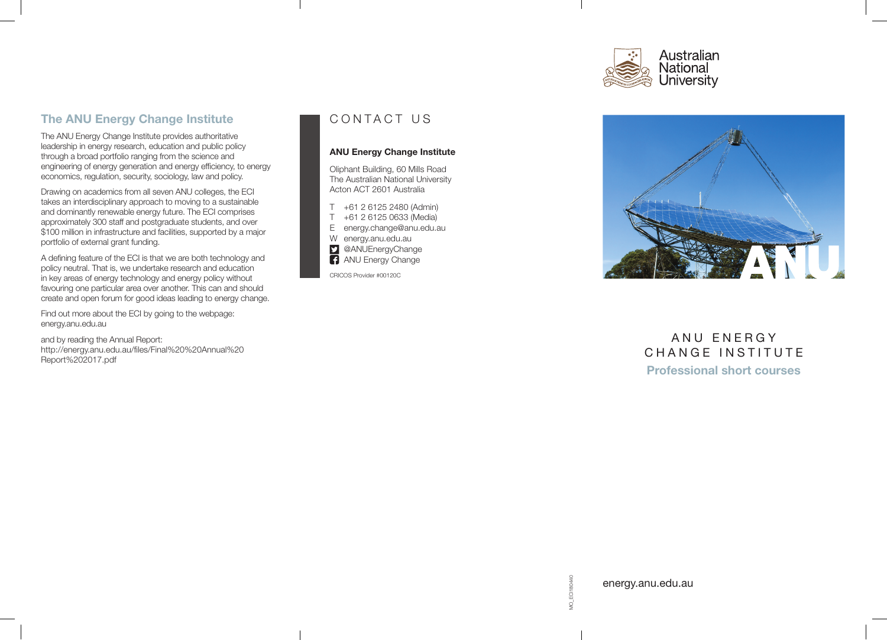## The ANU Energy Change Institute

The ANU Energy Change Institute provides authoritative leadership in energy research, education and public policy through a broad portfolio ranging from the science and engineering of energy generation and energy efficiency, to energy economics, regulation, security, sociology, law and policy.

Drawing on academics from all seven ANU colleges, the ECI takes an interdisciplinary approach to moving to a sustainable and dominantly renewable energy future. The ECI comprises approximately 300 staff and postgraduate students, and over $100 million in infrastructure and facilities, supported by a major portfolio of external grant funding.

A defining feature of the ECI is that we are both technology and policy neutral. That is, we undertake research and education in key areas of energy technology and energy policy without favouring one particular area over another. This can and should create and open forum for good ideas leading to energy change.

Find out more about the ECI by going to the webpage: energy.anu.edu.au

and by reading the Annual Report: http://energy.anu.edu.au/files/Final%20%20Annual%20Report%202017.pdf

## CONTACT US

**ANU Energy Change Institute**

Oliphant Building, 60 Mills Road
The Australian National University
Acton ACT 2601 Australia

T +61 2 6125 2480 (Admin)
T +61 2 6125 0633 (Media)
E energy.change@anu.edu.au
W energy.anu.edu.au
@ANUEnergyChange
ANU Energy Change

CRICOS Provider #00120C

Australian National University

ANU

# ANU ENERGY CHANGE INSTITUTE

## Professional short courses

MO_ECI180440

energy.anu.edu.au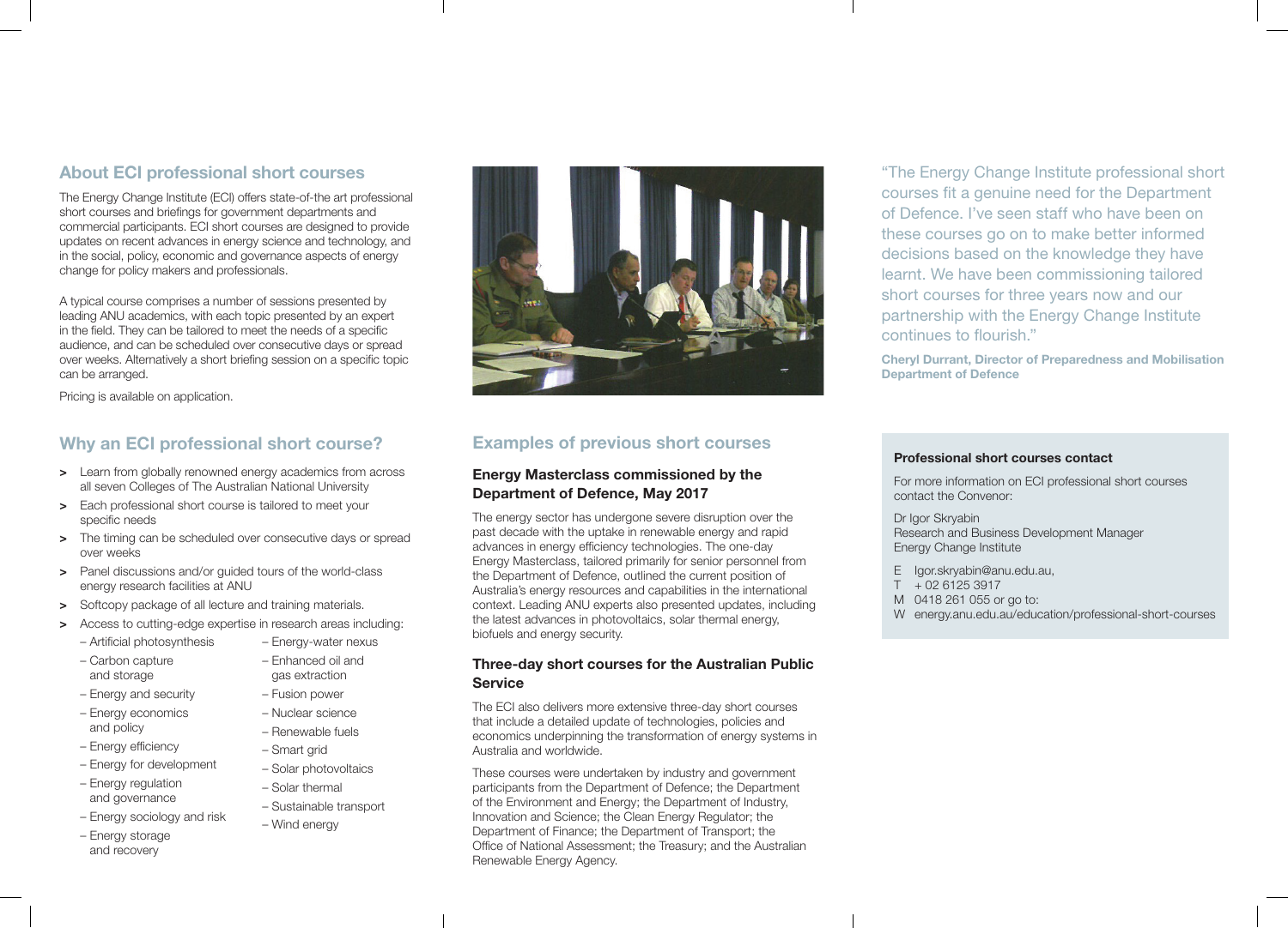## About ECI professional short courses

The Energy Change Institute (ECI) offers state-of-the art professional short courses and briefings for government departments and commercial participants. ECI short courses are designed to provide updates on recent advances in energy science and technology, and in the social, policy, economic and governance aspects of energy change for policy makers and professionals.

A typical course comprises a number of sessions presented by leading ANU academics, with each topic presented by an expert in the field. They can be tailored to meet the needs of a specific audience, and can be scheduled over consecutive days or spread over weeks. Alternatively a short briefing session on a specific topic can be arranged.

Pricing is available on application.

## Why an ECI professional short course?

- Learn from globally renowned energy academics from across all seven Colleges of The Australian National University
- Each professional short course is tailored to meet your specific needs
- The timing can be scheduled over consecutive days or spread over weeks
- Panel discussions and/or guided tours of the world-class energy research facilities at ANU
- Softcopy package of all lecture and training materials.
- Access to cutting-edge expertise in research areas including:
  - Artificial photosynthesis
  - Carbon capture and storage
  - Energy and security
  - Energy economics and policy
  - Energy efficiency
  - Energy for development
  - Energy regulation and governance
  - Energy sociology and risk
  - Energy storage and recovery
  - Energy-water nexus
  - Enhanced oil and gas extraction
  - Fusion power
  - Nuclear science
  - Renewable fuels
  - Smart grid
  - Solar photovoltaics
  - Solar thermal
  - Sustainable transport
  - Wind energy

## Examples of previous short courses

### Energy Masterclass commissioned by the Department of Defence, May 2017

The energy sector has undergone severe disruption over the past decade with the uptake in renewable energy and rapid advances in energy efficiency technologies. The one-day Energy Masterclass, tailored primarily for senior personnel from the Department of Defence, outlined the current position of Australia's energy resources and capabilities in the international context. Leading ANU experts also presented updates, including the latest advances in photovoltaics, solar thermal energy, biofuels and energy security.

### Three-day short courses for the Australian Public Service

The ECI also delivers more extensive three-day short courses that include a detailed update of technologies, policies and economics underpinning the transformation of energy systems in Australia and worldwide.

These courses were undertaken by industry and government participants from the Department of Defence; the Department of the Environment and Energy; the Department of Industry, Innovation and Science; the Clean Energy Regulator; the Department of Finance; the Department of Transport; the Office of National Assessment; the Treasury; and the Australian Renewable Energy Agency.

"The Energy Change Institute professional short courses fit a genuine need for the Department of Defence. I've seen staff who have been on these courses go on to make better informed decisions based on the knowledge they have learnt. We have been commissioning tailored short courses for three years now and our partnership with the Energy Change Institute continues to flourish."

**Cheryl Durrant, Director of Preparedness and Mobilisation Department of Defence**

**Professional short courses contact**

For more information on ECI professional short courses contact the Convenor:

Dr Igor Skryabin
Research and Business Development Manager
Energy Change Institute

E Igor.skryabin@anu.edu.au,
T + 02 6125 3917
M 0418 261 055 or go to:
W energy.anu.edu.au/education/professional-short-courses